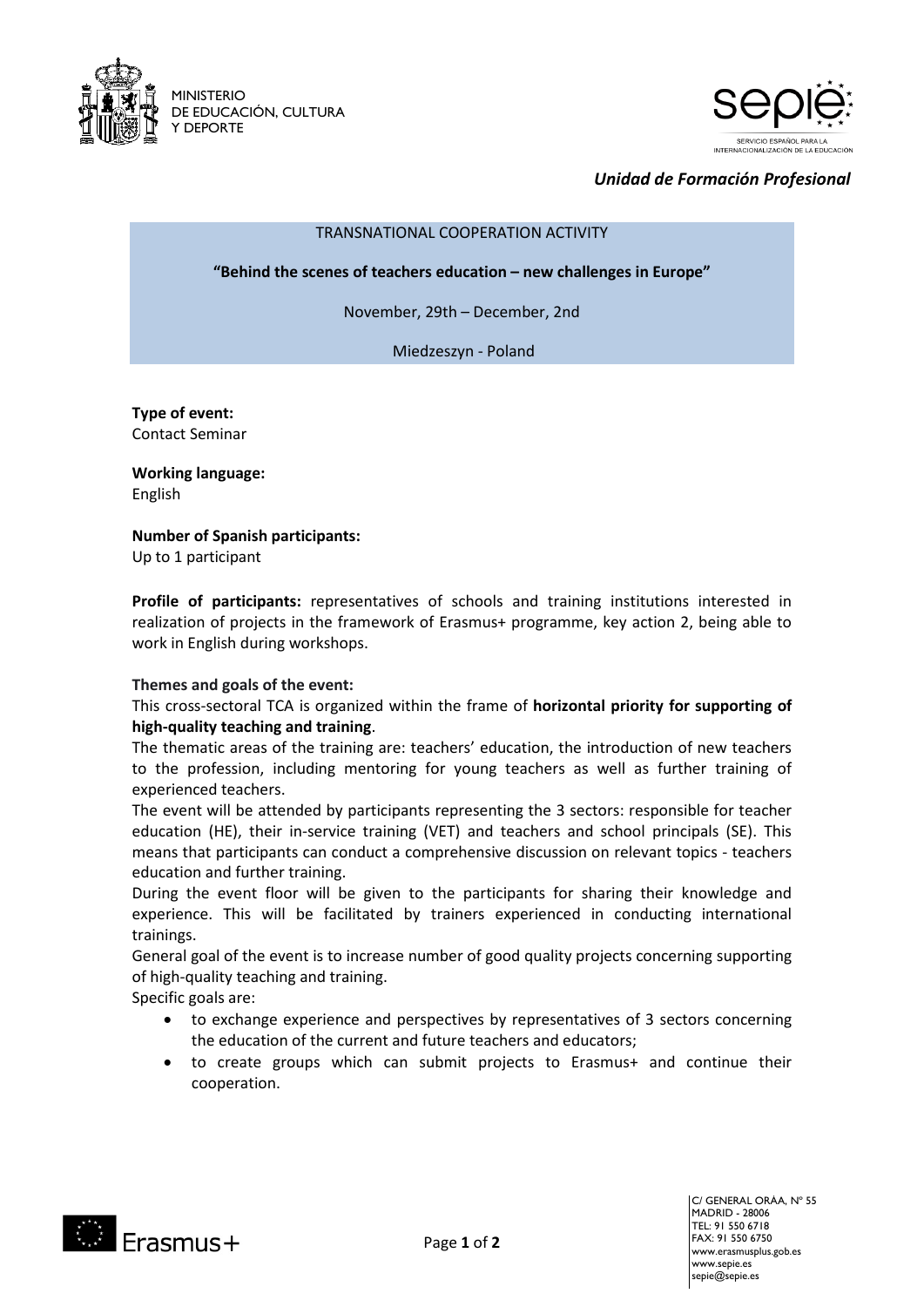MINISTERIO
DE EDUCACIÓN, CULTURA
Y DEPORTE

SERVICIO ESPAÑOL PARA LA INTERNACIONALIZACIÓN DE LA EDUCACIÓN

*Unidad de Formación Profesional*

TRANSNATIONAL COOPERATION ACTIVITY

**"Behind the scenes of teachers education – new challenges in Europe"**

November, 29th – December, 2nd

Miedzeszyn - Poland

**Type of event:**
Contact Seminar

**Working language:**
English

**Number of Spanish participants:**
Up to 1 participant

**Profile of participants:** representatives of schools and training institutions interested in realization of projects in the framework of Erasmus+ programme, key action 2, being able to work in English during workshops.

**Themes and goals of the event:**

This cross-sectoral TCA is organized within the frame of **horizontal priority for supporting of high-quality teaching and training**.

The thematic areas of the training are: teachers' education, the introduction of new teachers to the profession, including mentoring for young teachers as well as further training of experienced teachers.

The event will be attended by participants representing the 3 sectors: responsible for teacher education (HE), their in-service training (VET) and teachers and school principals (SE). This means that participants can conduct a comprehensive discussion on relevant topics - teachers education and further training.

During the event floor will be given to the participants for sharing their knowledge and experience. This will be facilitated by trainers experienced in conducting international trainings.

General goal of the event is to increase number of good quality projects concerning supporting of high-quality teaching and training.

Specific goals are:

- to exchange experience and perspectives by representatives of 3 sectors concerning the education of the current and future teachers and educators;
- to create groups which can submit projects to Erasmus+ and continue their cooperation.

C/ GENERAL ORÁA, Nº 55
MADRID - 28006
TEL: 91 550 6718
FAX: 91 550 6750
www.erasmusplus.gob.es
www.sepie.es
sepie@sepie.es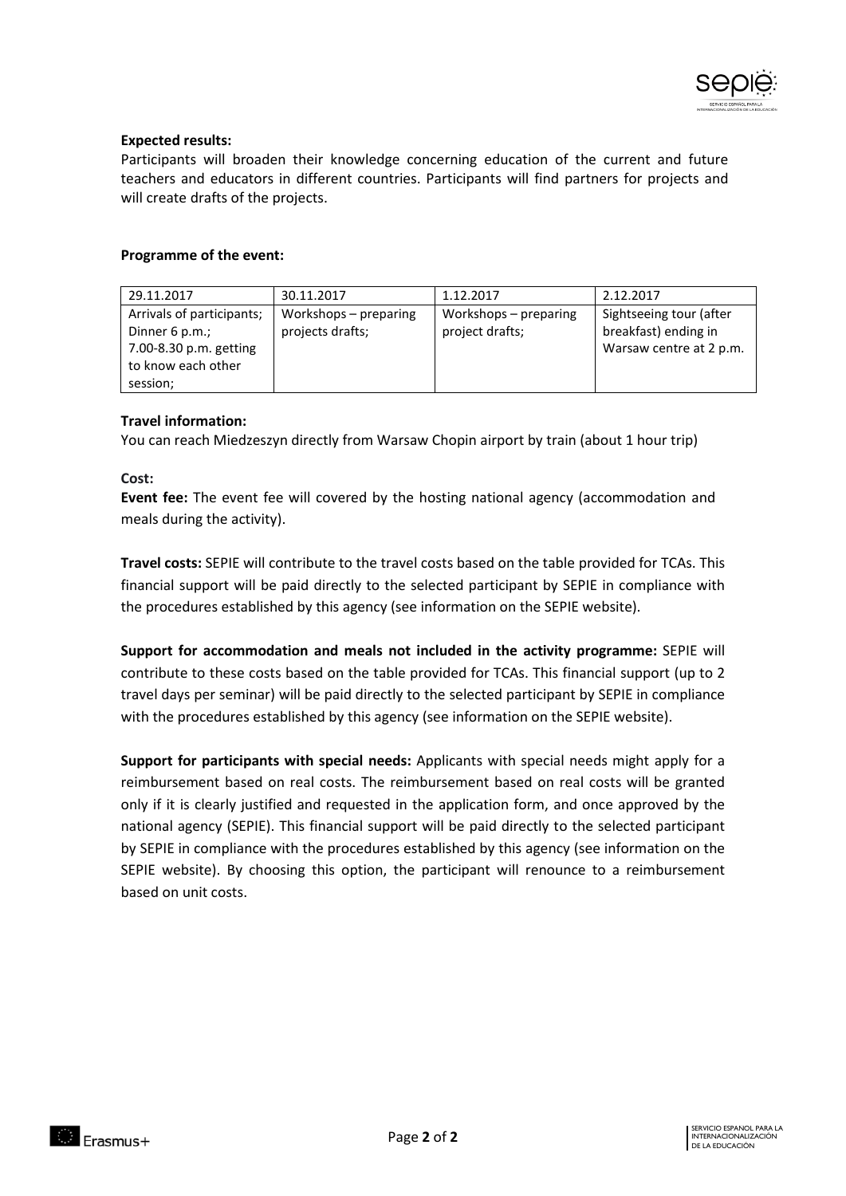**Expected results:**

Participants will broaden their knowledge concerning education of the current and future teachers and educators in different countries. Participants will find partners for projects and will create drafts of the projects.

**Programme of the event:**

| 29.11.2017 | 30.11.2017 | 1.12.2017 | 2.12.2017 |
|---|---|---|---|
| Arrivals of participants; Dinner 6 p.m.; 7.00-8.30 p.m. getting to know each other session; | Workshops – preparing projects drafts; | Workshops – preparing project drafts; | Sightseeing tour (after breakfast) ending in Warsaw centre at 2 p.m. |

**Travel information:**

You can reach Miedzeszyn directly from Warsaw Chopin airport by train (about 1 hour trip)

**Cost:**

**Event fee:** The event fee will covered by the hosting national agency (accommodation and meals during the activity).

**Travel costs:** SEPIE will contribute to the travel costs based on the table provided for TCAs. This financial support will be paid directly to the selected participant by SEPIE in compliance with the procedures established by this agency (see information on the SEPIE website).

**Support for accommodation and meals not included in the activity programme:** SEPIE will contribute to these costs based on the table provided for TCAs. This financial support (up to 2 travel days per seminar) will be paid directly to the selected participant by SEPIE in compliance with the procedures established by this agency (see information on the SEPIE website).

**Support for participants with special needs:** Applicants with special needs might apply for a reimbursement based on real costs. The reimbursement based on real costs will be granted only if it is clearly justified and requested in the application form, and once approved by the national agency (SEPIE). This financial support will be paid directly to the selected participant by SEPIE in compliance with the procedures established by this agency (see information on the SEPIE website). By choosing this option, the participant will renounce to a reimbursement based on unit costs.